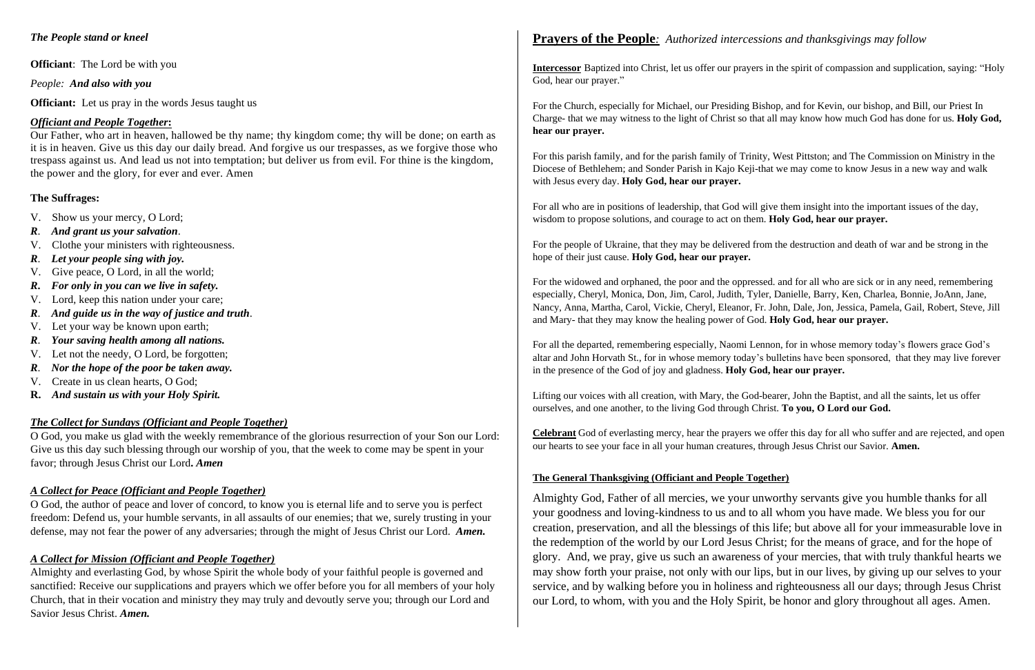*The People stand or kneel*

**Officiant**: The Lord be with you

*People: **And also with you***

**Officiant:** Let us pray in the words Jesus taught us

***Officiant and People Together*:**

Our Father, who art in heaven, hallowed be thy name; thy kingdom come; thy will be done; on earth as it is in heaven. Give us this day our daily bread. And forgive us our trespasses, as we forgive those who trespass against us. And lead us not into temptation; but deliver us from evil. For thine is the kingdom, the power and the glory, for ever and ever. Amen

**The Suffrages:**

V. Show us your mercy, O Lord;
***R. And grant us your salvation.***
V. Clothe your ministers with righteousness.
***R. Let your people sing with joy.***
V. Give peace, O Lord, in all the world;
***R. For only in you can we live in safety.***
V. Lord, keep this nation under your care;
***R. And guide us in the way of justice and truth.***
V. Let your way be known upon earth;
***R. Your saving health among all nations.***
V. Let not the needy, O Lord, be forgotten;
***R. Nor the hope of the poor be taken away.***
V. Create in us clean hearts, O God;
**R.** ***And sustain us with your Holy Spirit.***

***The Collect for Sundays (Officiant and People Together)***

O God, you make us glad with the weekly remembrance of the glorious resurrection of your Son our Lord: Give us this day such blessing through our worship of you, that the week to come may be spent in your favor; through Jesus Christ our Lord**.** ***Amen***

***A Collect for Peace (Officiant and People Together)***

O God, the author of peace and lover of concord, to know you is eternal life and to serve you is perfect freedom: Defend us, your humble servants, in all assaults of our enemies; that we, surely trusting in your defense, may not fear the power of any adversaries; through the might of Jesus Christ our Lord. ***Amen.***

***A Collect for Mission (Officiant and People Together)***

Almighty and everlasting God, by whose Spirit the whole body of your faithful people is governed and sanctified: Receive our supplications and prayers which we offer before you for all members of your holy Church, that in their vocation and ministry they may truly and devoutly serve you; through our Lord and Savior Jesus Christ. ***Amen.***

## **Prayers of the People***: Authorized intercessions and thanksgivings may follow*

**Intercessor** Baptized into Christ, let us offer our prayers in the spirit of compassion and supplication, saying: "Holy God, hear our prayer."

For the Church, especially for Michael, our Presiding Bishop, and for Kevin, our bishop, and Bill, our Priest In Charge- that we may witness to the light of Christ so that all may know how much God has done for us. **Holy God, hear our prayer.**

For this parish family, and for the parish family of Trinity, West Pittston; and The Commission on Ministry in the Diocese of Bethlehem; and Sonder Parish in Kajo Keji-that we may come to know Jesus in a new way and walk with Jesus every day. **Holy God, hear our prayer.**

For all who are in positions of leadership, that God will give them insight into the important issues of the day, wisdom to propose solutions, and courage to act on them. **Holy God, hear our prayer.**

For the people of Ukraine, that they may be delivered from the destruction and death of war and be strong in the hope of their just cause. **Holy God, hear our prayer.**

For the widowed and orphaned, the poor and the oppressed. and for all who are sick or in any need, remembering especially, Cheryl, Monica, Don, Jim, Carol, Judith, Tyler, Danielle, Barry, Ken, Charlea, Bonnie, JoAnn, Jane, Nancy, Anna, Martha, Carol, Vickie, Cheryl, Eleanor, Fr. John, Dale, Jon, Jessica, Pamela, Gail, Robert, Steve, Jill and Mary- that they may know the healing power of God. **Holy God, hear our prayer.**

For all the departed, remembering especially, Naomi Lennon, for in whose memory today's flowers grace God's altar and John Horvath St., for in whose memory today's bulletins have been sponsored, that they may live forever in the presence of the God of joy and gladness. **Holy God, hear our prayer.**

Lifting our voices with all creation, with Mary, the God-bearer, John the Baptist, and all the saints, let us offer ourselves, and one another, to the living God through Christ. **To you, O Lord our God.**

**Celebrant** God of everlasting mercy, hear the prayers we offer this day for all who suffer and are rejected, and open our hearts to see your face in all your human creatures, through Jesus Christ our Savior. **Amen.**

**The General Thanksgiving (Officiant and People Together)**

Almighty God, Father of all mercies, we your unworthy servants give you humble thanks for all your goodness and loving-kindness to us and to all whom you have made. We bless you for our creation, preservation, and all the blessings of this life; but above all for your immeasurable love in the redemption of the world by our Lord Jesus Christ; for the means of grace, and for the hope of glory. And, we pray, give us such an awareness of your mercies, that with truly thankful hearts we may show forth your praise, not only with our lips, but in our lives, by giving up our selves to your service, and by walking before you in holiness and righteousness all our days; through Jesus Christ our Lord, to whom, with you and the Holy Spirit, be honor and glory throughout all ages. Amen.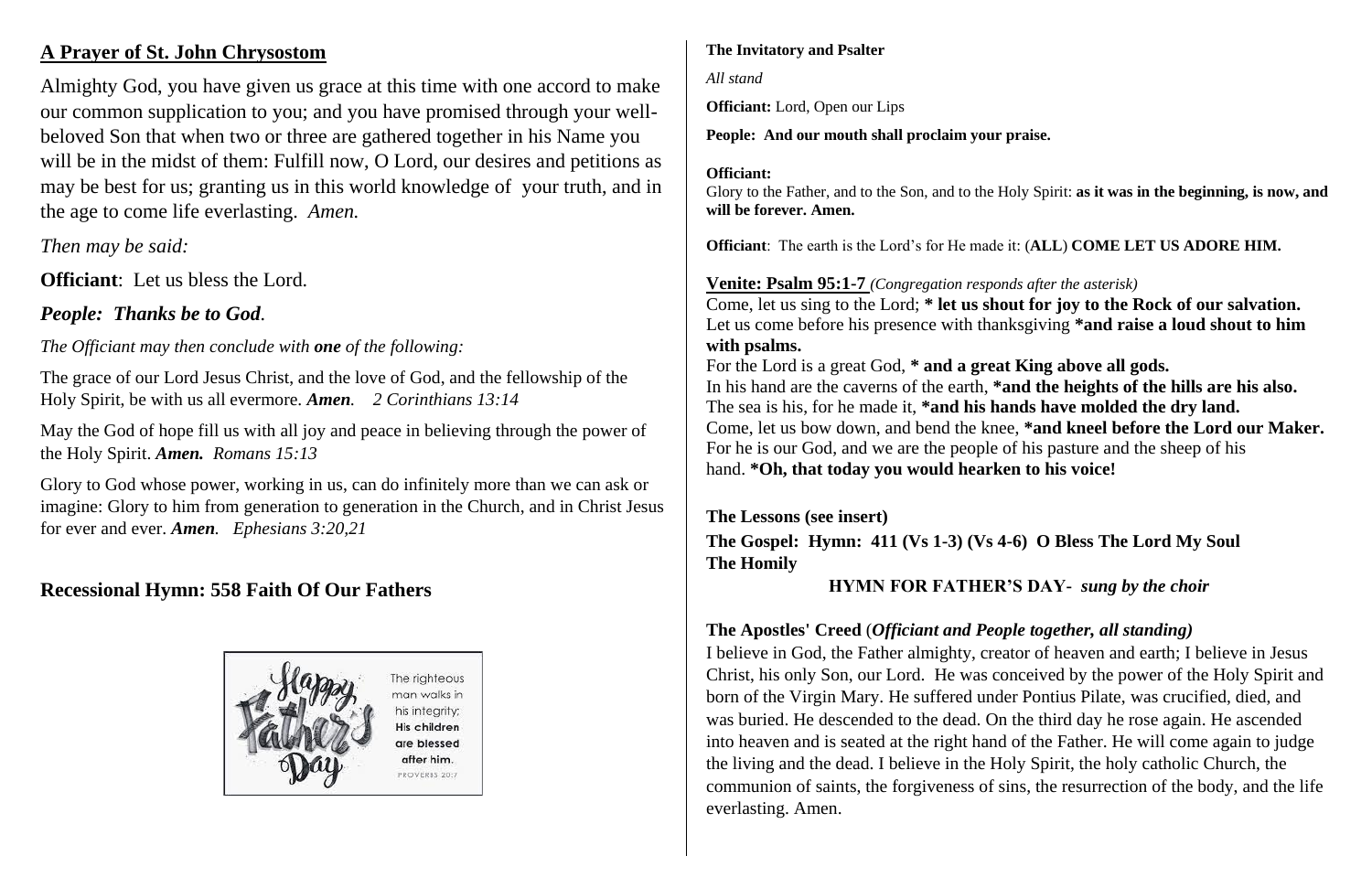## A Prayer of St. John Chrysostom

Almighty God, you have given us grace at this time with one accord to make our common supplication to you; and you have promised through your well-beloved Son that when two or three are gathered together in his Name you will be in the midst of them: Fulfill now, O Lord, our desires and petitions as may be best for us; granting us in this world knowledge of your truth, and in the age to come life everlasting. *Amen.*

*Then may be said:*

**Officiant**: Let us bless the Lord.

***People: Thanks be to God.***

*The Officiant may then conclude with **one** of the following:*

The grace of our Lord Jesus Christ, and the love of God, and the fellowship of the Holy Spirit, be with us all evermore. ***Amen.*** *2 Corinthians 13:14*

May the God of hope fill us with all joy and peace in believing through the power of the Holy Spirit. ***Amen.*** ***Romans 15:13***

Glory to God whose power, working in us, can do infinitely more than we can ask or imagine: Glory to him from generation to generation in the Church, and in Christ Jesus for ever and ever. ***Amen.*** *Ephesians 3:20,21*

## Recessional Hymn: 558 Faith Of Our Fathers

Happy Father's Day

The righteous man walks in his integrity; **His children are blessed after him.** PROVERBS 20:7

**The Invitatory and Psalter**

*All stand*

**Officiant:** Lord, Open our Lips

**People: And our mouth shall proclaim your praise.**

**Officiant:**
Glory to the Father, and to the Son, and to the Holy Spirit: **as it was in the beginning, is now, and will be forever. Amen.**

**Officiant**: The earth is the Lord's for He made it: (**ALL**) **COME LET US ADORE HIM.**

**Venite: Psalm 95:1-7** *(Congregation responds after the asterisk)*
Come, let us sing to the Lord; **\* let us shout for joy to the Rock of our salvation.**
Let us come before his presence with thanksgiving **\*and raise a loud shout to him with psalms.**
For the Lord is a great God, **\* and a great King above all gods.**
In his hand are the caverns of the earth, **\*and the heights of the hills are his also.**
The sea is his, for he made it, **\*and his hands have molded the dry land.**
Come, let us bow down, and bend the knee, **\*and kneel before the Lord our Maker.**
For he is our God, and we are the people of his pasture and the sheep of his hand. **\*Oh, that today you would hearken to his voice!**

**The Lessons (see insert)**

**The Gospel: Hymn: 411 (Vs 1-3) (Vs 4-6) O Bless The Lord My Soul**

**The Homily**

**HYMN FOR FATHER'S DAY-** ***sung by the choir***

**The Apostles' Creed** (***Officiant and People together, all standing)***

I believe in God, the Father almighty, creator of heaven and earth; I believe in Jesus Christ, his only Son, our Lord. He was conceived by the power of the Holy Spirit and born of the Virgin Mary. He suffered under Pontius Pilate, was crucified, died, and was buried. He descended to the dead. On the third day he rose again. He ascended into heaven and is seated at the right hand of the Father. He will come again to judge the living and the dead. I believe in the Holy Spirit, the holy catholic Church, the communion of saints, the forgiveness of sins, the resurrection of the body, and the life everlasting. Amen.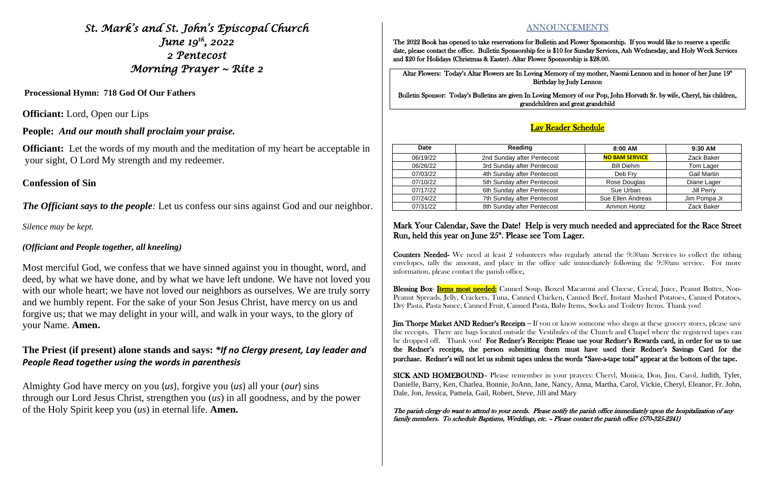# *St. Mark's and St. John's Episcopal Church*
## *June 19th, 2022*
## *2 Pentecost*
## *Morning Prayer ~ Rite 2*

**Processional Hymn: 718 God Of Our Fathers**

**Officiant:** Lord, Open our Lips

**People:** ***And our mouth shall proclaim your praise.***

**Officiant:** Let the words of my mouth and the meditation of my heart be acceptable in your sight, O Lord My strength and my redeemer.

**Confession of Sin**

***The Officiant says to the people:*** Let us confess our sins against God and our neighbor.

*Silence may be kept.*

***(Officiant and People together, all kneeling)***

Most merciful God, we confess that we have sinned against you in thought, word, and deed, by what we have done, and by what we have left undone. We have not loved you with our whole heart; we have not loved our neighbors as ourselves. We are truly sorry and we humbly repent. For the sake of your Son Jesus Christ, have mercy on us and forgive us; that we may delight in your will, and walk in your ways, to the glory of your Name. **Amen.**

**The Priest (if present) alone stands and says:** ***\*If no Clergy present, Lay leader and People Read together using the words in parenthesis***

Almighty God have mercy on you (*us*), forgive you (*us*) all your (*our*) sins through our Lord Jesus Christ, strengthen you (*us*) in all goodness, and by the power of the Holy Spirit keep you (*us*) in eternal life. **Amen.**

## ANNOUNCEMENTS

The 2022 Book has opened to take reservations for Bulletin and Flower Sponsorship. If you would like to reserve a specific date, please contact the office. Bulletin Sponsorship fee is $10 for Sunday Services, Ash Wednesday, and Holy Week Services and $20 for Holidays (Christmas & Easter). Altar Flower Sponsorship is $28.00.

Altar Flowers: Today's Altar Flowers are In Loving Memory of my mother, Naomi Lennon and in honor of her June 19th Birthday by Judy Lennon

Bulletin Sponsor: Today's Bulletins are given In Loving Memory of our Pop, John Horvath Sr. by wife, Cheryl, his children, grandchildren and great grandchild

### Lay Reader Schedule

| Date | Reading | 8:00 AM | 9:30 AM |
|---|---|---|---|
| 06/19/22 | 2nd Sunday after Pentecost | **NO 8AM SERVICE** | Zack Baker |
| 06/26/22 | 3rd Sunday after Pentecost | Bill Diehm | Tom Lager |
| 07/03/22 | 4th Sunday after Pentecost | Deb Fry | Gail Martin |
| 07/10/22 | 5th Sunday after Pentecost | Rose Douglas | Diane Lager |
| 07/17/22 | 6th Sunday after Pentecost | Sue Urban | Jill Perry |
| 07/24/22 | 7th Sunday after Pentecost | Sue Ellen Andreas | Jim Pompa Jr |
| 07/31/22 | 8th Sunday after Pentecost | Ammon Hontz | Zack Baker |

**Mark Your Calendar, Save the Date! Help is very much needed and appreciated for the Race Street Run, held this year on June 25th. Please see Tom Lager.**

**Counters Needed-** We need at least 2 volunteers who regularly attend the 9:30am Services to collect the tithing envelopes, tally the amount, and place in the office safe immediately following the 9:30am service. For more information, please contact the parish office.

**Blessing Box- Items most needed:** Canned Soup, Boxed Macaroni and Cheese, Cereal, Juice, Peanut Butter, Non-Peanut Spreads, Jelly, Crackers, Tuna, Canned Chicken, Canned Beef, Instant Mashed Potatoes, Canned Potatoes, Dry Pasta, Pasta Sauce, Canned Fruit, Canned Pasta, Baby Items, Socks and Toiletry Items. Thank you!

**Jim Thorpe Market AND Redner's Receipts** – If you or know someone who shops at these grocery stores, please save the receipts. There are bags located outside the Vestibules of the Church and Chapel where the registered tapes can be dropped off. Thank you! **For Redner's Receipts: Please use your Redner's Rewards card, in order for us to use the Redner's receipts, the person submitting them must have used their Redner's Savings Card for the purchase. Redner's will not let us submit tapes unless the words "Save-a-tape total" appear at the bottom of the tape.**

**SICK AND HOMEBOUND**– Please remember in your prayers: Cheryl, Monica, Don, Jim, Carol, Judith, Tyler, Danielle, Barry, Ken, Charlea, Bonnie, JoAnn, Jane, Nancy, Anna, Martha, Carol, Vickie, Cheryl, Eleanor, Fr. John, Dale, Jon, Jessica, Pamela, Gail, Robert, Steve, Jill and Mary

*The parish clergy do want to attend to your needs. Please notify the parish office immediately upon the hospitalization of any family members. To schedule Baptisms, Weddings, etc. – Please contact the parish office (570-325-2241)*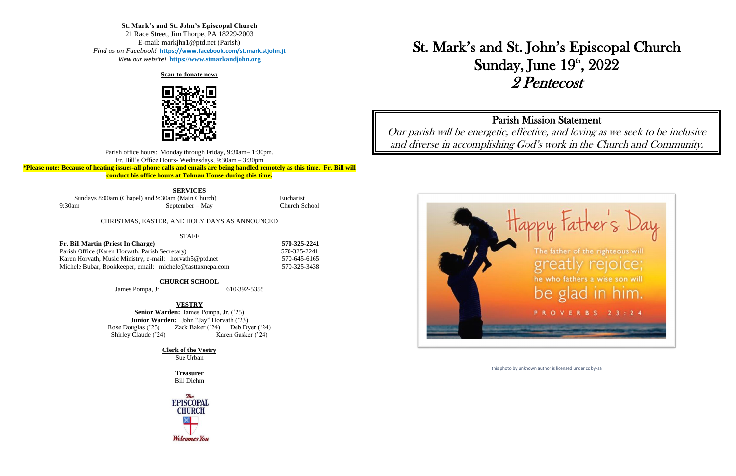**St. Mark's and St. John's Episcopal Church**
21 Race Street, Jim Thorpe, PA 18229-2003
E-mail: markjhn1@ptd.net (Parish)
*Find us on Facebook!* **https://www.facebook.com/st.mark.stjohn.jt**
*View our website!* **https://www.stmarkandjohn.org**

**Scan to donate now:**

Parish office hours: Monday through Friday, 9:30am– 1:30pm.
Fr. Bill's Office Hours- Wednesdays, 9:30am – 3:30pm

**\*Please note: Because of heating issues-all phone calls and emails are being handled remotely as this time. Fr. Bill will conduct his office hours at Tolman House during this time.**

**SERVICES**

| | | |
|---|---|---|
| Sundays 8:00am (Chapel) and 9:30am (Main Church) | | Eucharist |
| 9:30am | September – May | Church School |

CHRISTMAS, EASTER, AND HOLY DAYS AS ANNOUNCED

STAFF

| | |
|---|---|
| **Fr. Bill Martin (Priest In Charge)** | **570-325-2241** |
| Parish Office (Karen Horvath, Parish Secretary) | 570-325-2241 |
| Karen Horvath, Music Ministry, e-mail: horvath5@ptd.net | 570-645-6165 |
| Michele Bubar, Bookkeeper, email: michele@fasttaxnepa.com | 570-325-3438 |

**CHURCH SCHOOL**
James Pompa, Jr 610-392-5355

**VESTRY**
**Senior Warden:** James Pompa, Jr. ('25)
**Junior Warden:** John "Jay" Horvath ('23)
Rose Douglas ('25) Zack Baker ('24) Deb Dyer ('24)
Shirley Claude ('24) Karen Gasker ('24)

**Clerk of the Vestry**
Sue Urban

**Treasurer**
Bill Diehm

*The* EPISCOPAL CHURCH *Welcomes You*

# St. Mark's and St. John's Episcopal Church
## Sunday, June 19th, 2022
## *2 Pentecost*

### Parish Mission Statement
*Our parish will be energetic, effective, and loving as we seek to be inclusive and diverse in accomplishing God's work in the Church and Community.*

Happy Father's Day
The father of the righteous will greatly rejoice; he who fathers a wise son will be glad in him.
PROVERBS 23:24

this photo by unknown author is licensed under cc by-sa